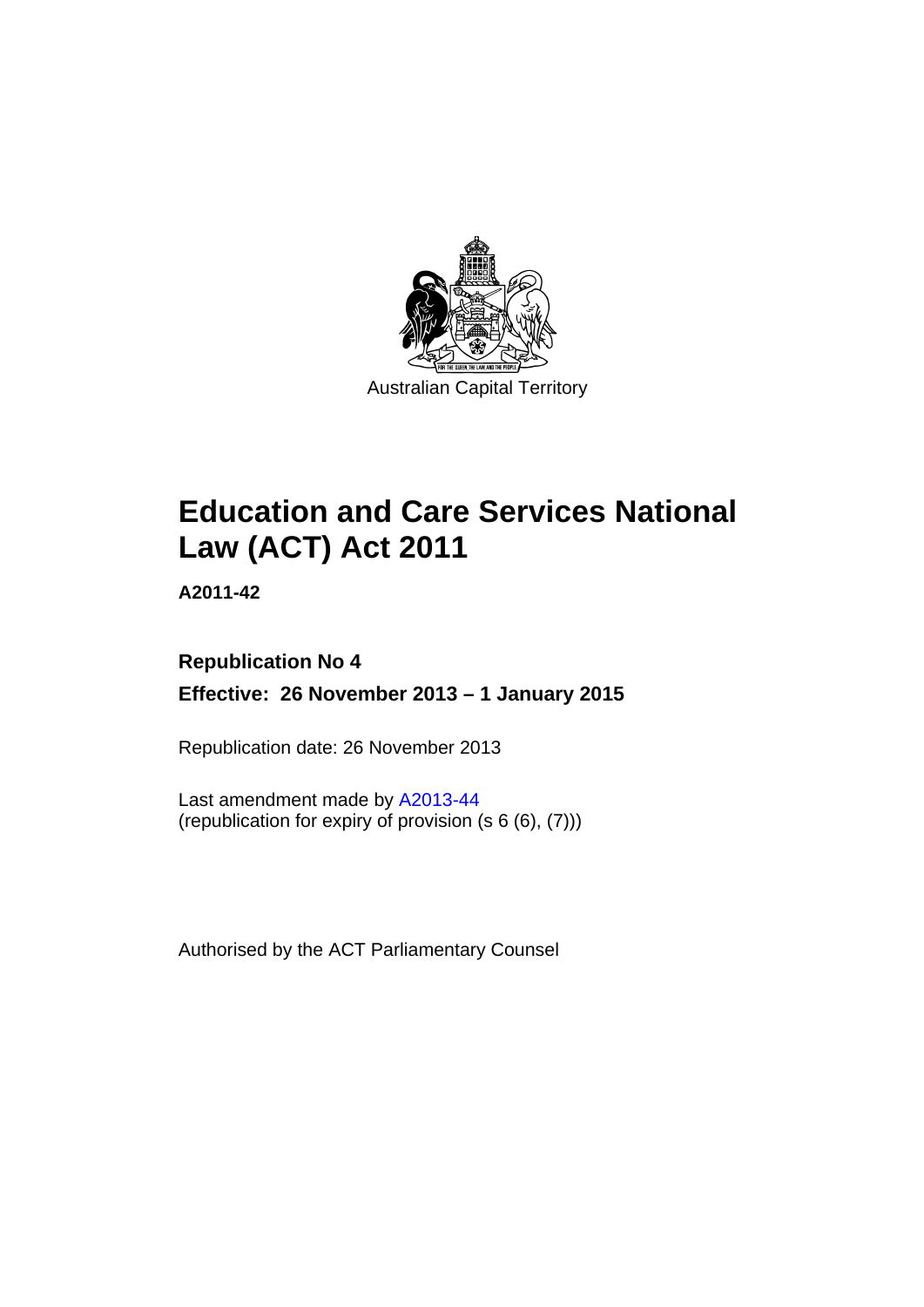Australian Capital Territory

# Education and Care Services National Law (ACT) Act 2011

**A2011-42**

**Republication No 4**

**Effective: 26 November 2013 – 1 January 2015**

Republication date: 26 November 2013

Last amendment made by A2013-44
(republication for expiry of provision (s 6 (6), (7)))

Authorised by the ACT Parliamentary Counsel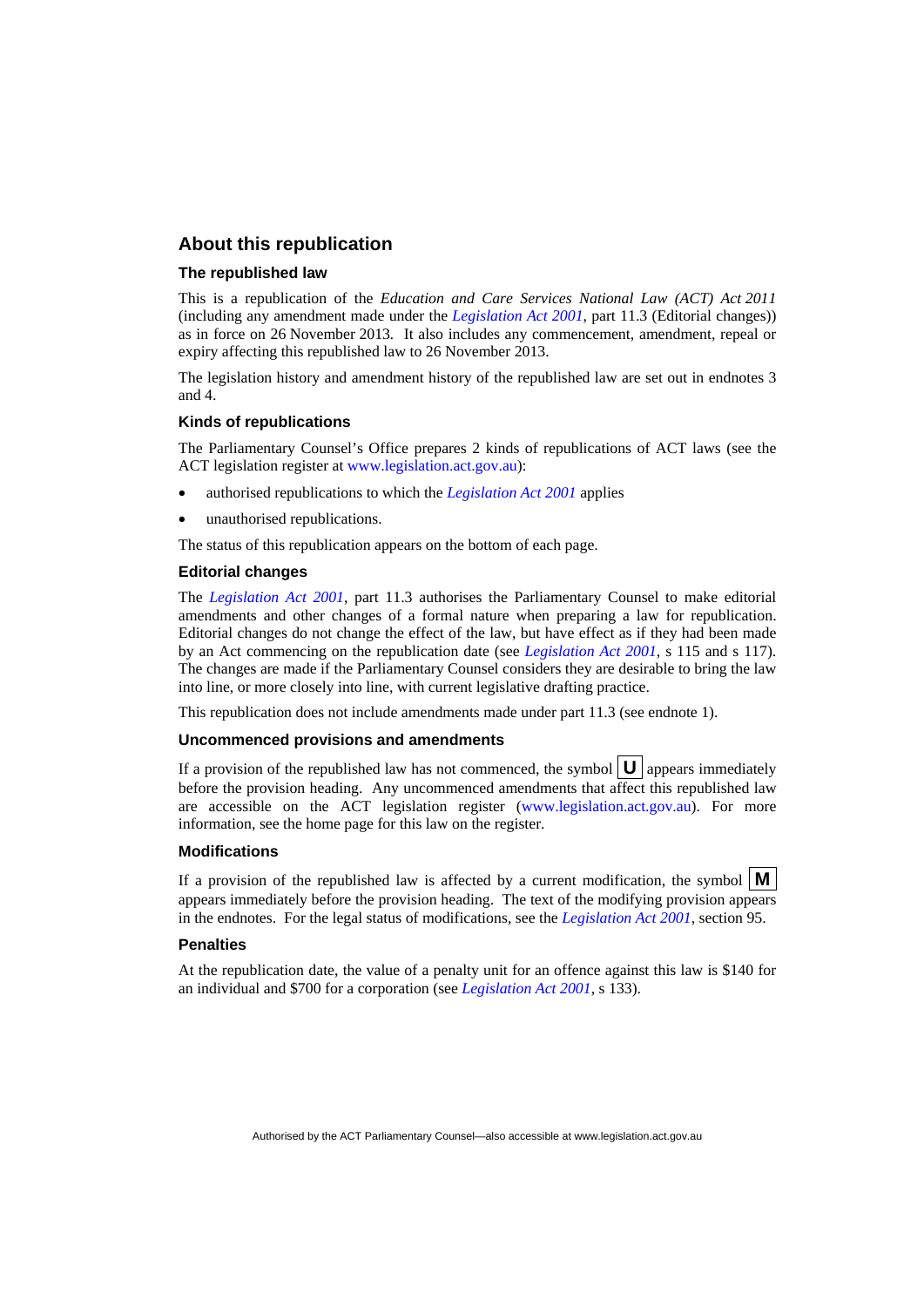## About this republication

### The republished law

This is a republication of the *Education and Care Services National Law (ACT) Act 2011* (including any amendment made under the *Legislation Act 2001*, part 11.3 (Editorial changes)) as in force on 26 November 2013. It also includes any commencement, amendment, repeal or expiry affecting this republished law to 26 November 2013.

The legislation history and amendment history of the republished law are set out in endnotes 3 and 4.

### Kinds of republications

The Parliamentary Counsel's Office prepares 2 kinds of republications of ACT laws (see the ACT legislation register at www.legislation.act.gov.au):

- authorised republications to which the *Legislation Act 2001* applies
- unauthorised republications.

The status of this republication appears on the bottom of each page.

### Editorial changes

The *Legislation Act 2001*, part 11.3 authorises the Parliamentary Counsel to make editorial amendments and other changes of a formal nature when preparing a law for republication. Editorial changes do not change the effect of the law, but have effect as if they had been made by an Act commencing on the republication date (see *Legislation Act 2001*, s 115 and s 117). The changes are made if the Parliamentary Counsel considers they are desirable to bring the law into line, or more closely into line, with current legislative drafting practice.

This republication does not include amendments made under part 11.3 (see endnote 1).

### Uncommenced provisions and amendments

If a provision of the republished law has not commenced, the symbol **U** appears immediately before the provision heading. Any uncommenced amendments that affect this republished law are accessible on the ACT legislation register (www.legislation.act.gov.au). For more information, see the home page for this law on the register.

### Modifications

If a provision of the republished law is affected by a current modification, the symbol **M** appears immediately before the provision heading. The text of the modifying provision appears in the endnotes. For the legal status of modifications, see the *Legislation Act 2001*, section 95.

### Penalties

At the republication date, the value of a penalty unit for an offence against this law is $140 for an individual and $700 for a corporation (see *Legislation Act 2001*, s 133).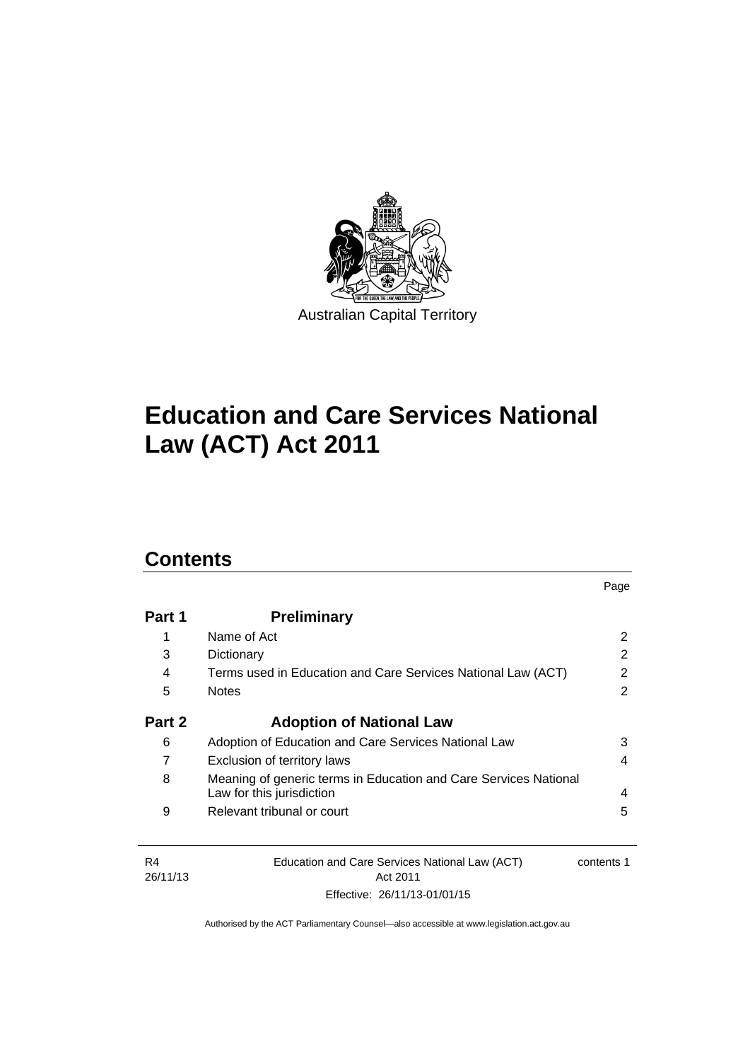Australian Capital Territory

# Education and Care Services National Law (ACT) Act 2011

## Contents

| | | Page |
|---|---|---|
| **Part 1** | **Preliminary** | |
| 1 | Name of Act | 2 |
| 3 | Dictionary | 2 |
| 4 | Terms used in Education and Care Services National Law (ACT) | 2 |
| 5 | Notes | 2 |
| **Part 2** | **Adoption of National Law** | |
| 6 | Adoption of Education and Care Services National Law | 3 |
| 7 | Exclusion of territory laws | 4 |
| 8 | Meaning of generic terms in Education and Care Services National Law for this jurisdiction | 4 |
| 9 | Relevant tribunal or court | 5 |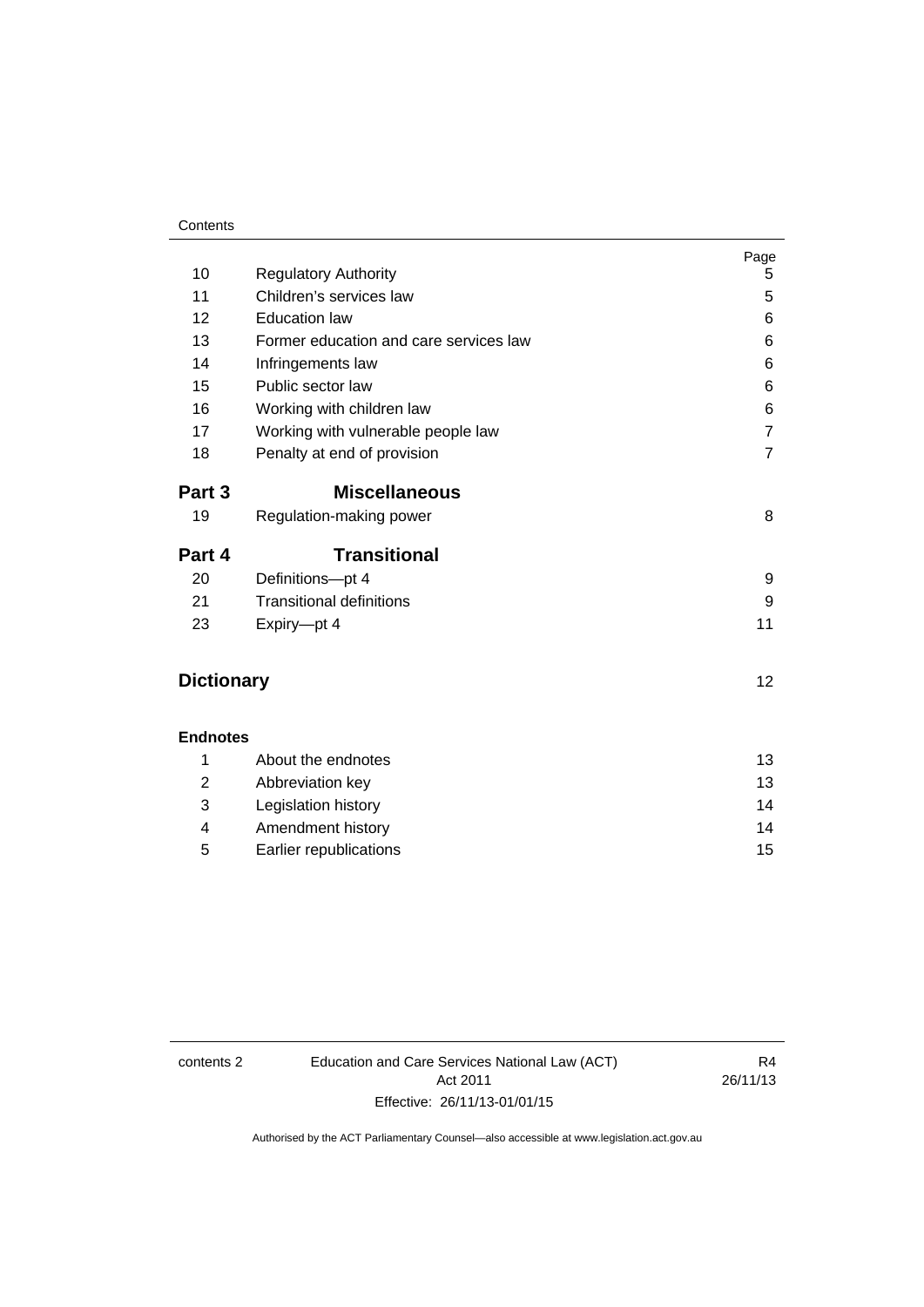| | | Page |
|---|---|---|
| 10 | Regulatory Authority | 5 |
| 11 | Children's services law | 5 |
| 12 | Education law | 6 |
| 13 | Former education and care services law | 6 |
| 14 | Infringements law | 6 |
| 15 | Public sector law | 6 |
| 16 | Working with children law | 6 |
| 17 | Working with vulnerable people law | 7 |
| 18 | Penalty at end of provision | 7 |

**Part 3 Miscellaneous**

| | | |
|---|---|---|
| 19 | Regulation-making power | 8 |

**Part 4 Transitional**

| | | |
|---|---|---|
| 20 | Definitions—pt 4 | 9 |
| 21 | Transitional definitions | 9 |
| 23 | Expiry—pt 4 | 11 |

**Dictionary** 12

**Endnotes**

| | | |
|---|---|---|
| 1 | About the endnotes | 13 |
| 2 | Abbreviation key | 13 |
| 3 | Legislation history | 14 |
| 4 | Amendment history | 14 |
| 5 | Earlier republications | 15 |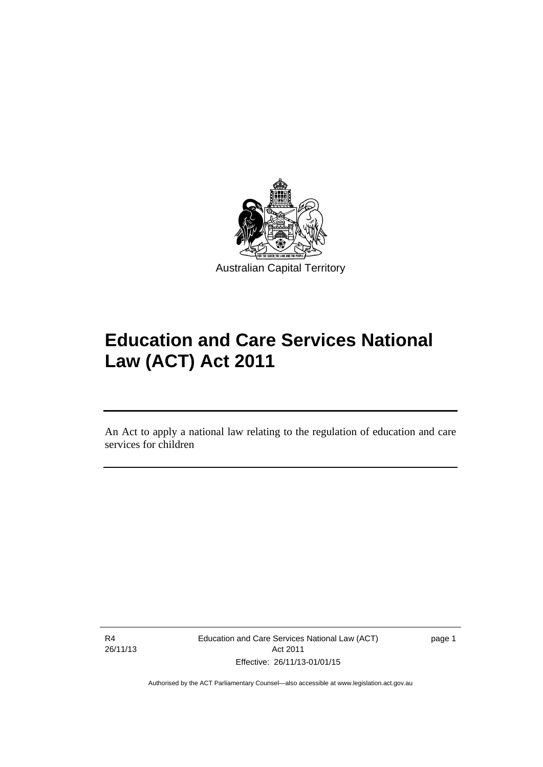Australian Capital Territory

# Education and Care Services National Law (ACT) Act 2011

An Act to apply a national law relating to the regulation of education and care services for children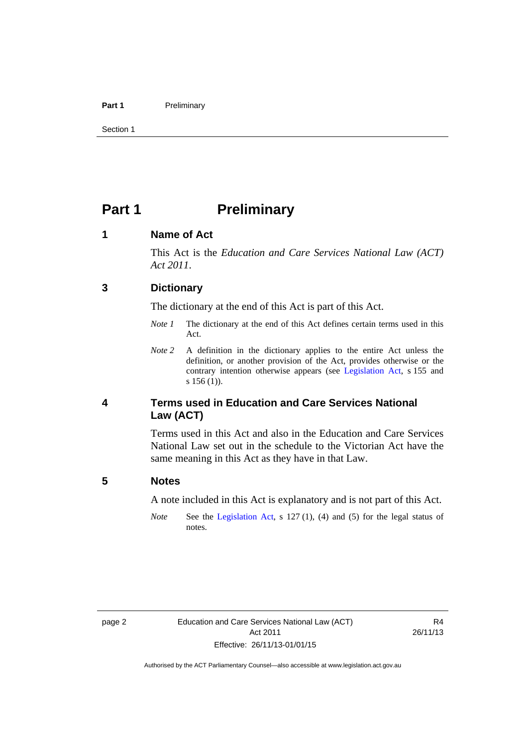# Part 1 Preliminary

## 1 Name of Act

This Act is the *Education and Care Services National Law (ACT) Act 2011*.

## 3 Dictionary

The dictionary at the end of this Act is part of this Act.

*Note 1* The dictionary at the end of this Act defines certain terms used in this Act.

*Note 2* A definition in the dictionary applies to the entire Act unless the definition, or another provision of the Act, provides otherwise or the contrary intention otherwise appears (see Legislation Act, s 155 and s 156 (1)).

## 4 Terms used in Education and Care Services National Law (ACT)

Terms used in this Act and also in the Education and Care Services National Law set out in the schedule to the Victorian Act have the same meaning in this Act as they have in that Law.

## 5 Notes

A note included in this Act is explanatory and is not part of this Act.

*Note* See the Legislation Act, s 127 (1), (4) and (5) for the legal status of notes.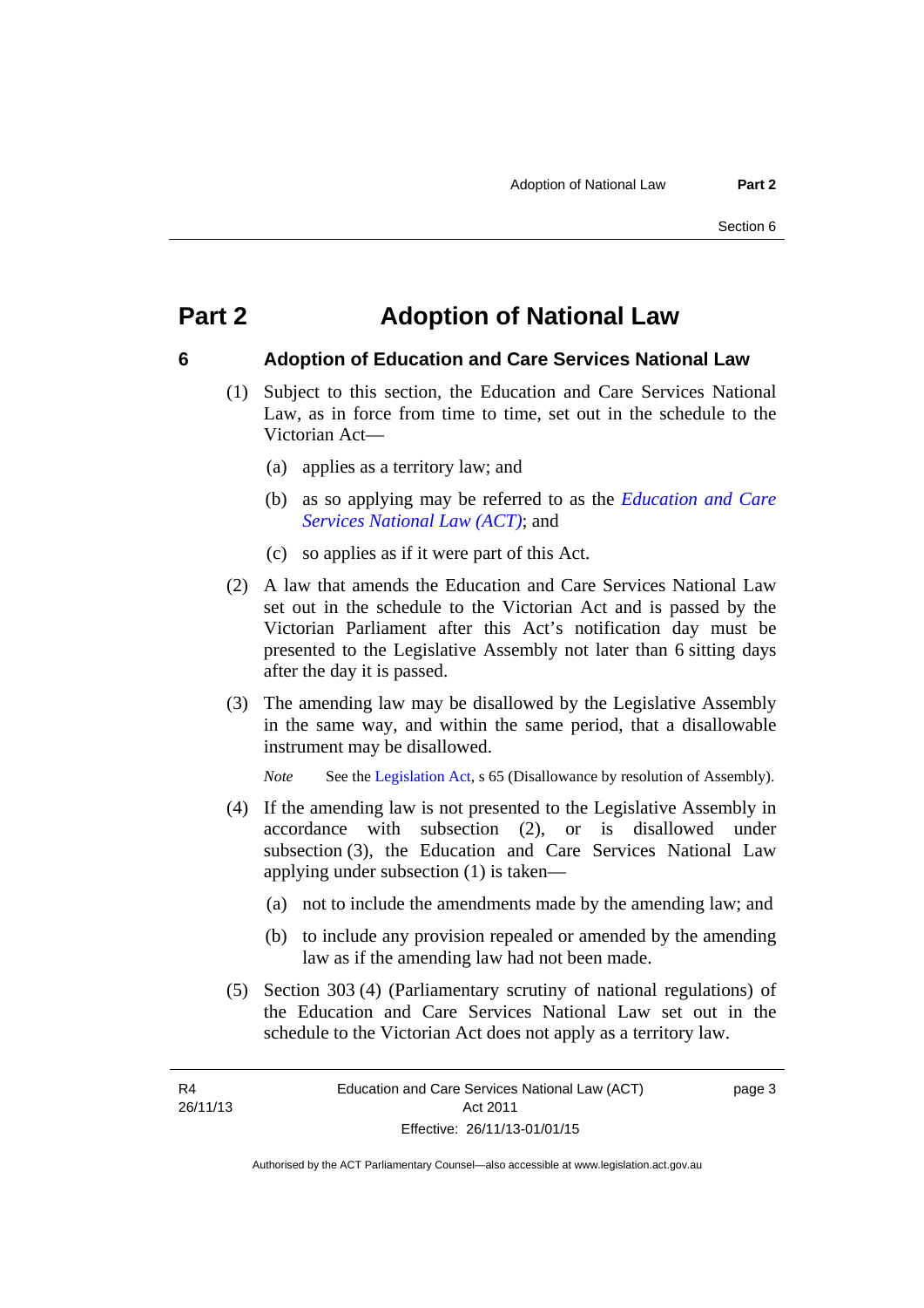# Part 2 Adoption of National Law

## 6 Adoption of Education and Care Services National Law

(1) Subject to this section, the Education and Care Services National Law, as in force from time to time, set out in the schedule to the Victorian Act—

(a) applies as a territory law; and

(b) as so applying may be referred to as the *Education and Care Services National Law (ACT)*; and

(c) so applies as if it were part of this Act.

(2) A law that amends the Education and Care Services National Law set out in the schedule to the Victorian Act and is passed by the Victorian Parliament after this Act's notification day must be presented to the Legislative Assembly not later than 6 sitting days after the day it is passed.

(3) The amending law may be disallowed by the Legislative Assembly in the same way, and within the same period, that a disallowable instrument may be disallowed.

*Note* See the Legislation Act, s 65 (Disallowance by resolution of Assembly).

(4) If the amending law is not presented to the Legislative Assembly in accordance with subsection (2), or is disallowed under subsection (3), the Education and Care Services National Law applying under subsection (1) is taken—

(a) not to include the amendments made by the amending law; and

(b) to include any provision repealed or amended by the amending law as if the amending law had not been made.

(5) Section 303 (4) (Parliamentary scrutiny of national regulations) of the Education and Care Services National Law set out in the schedule to the Victorian Act does not apply as a territory law.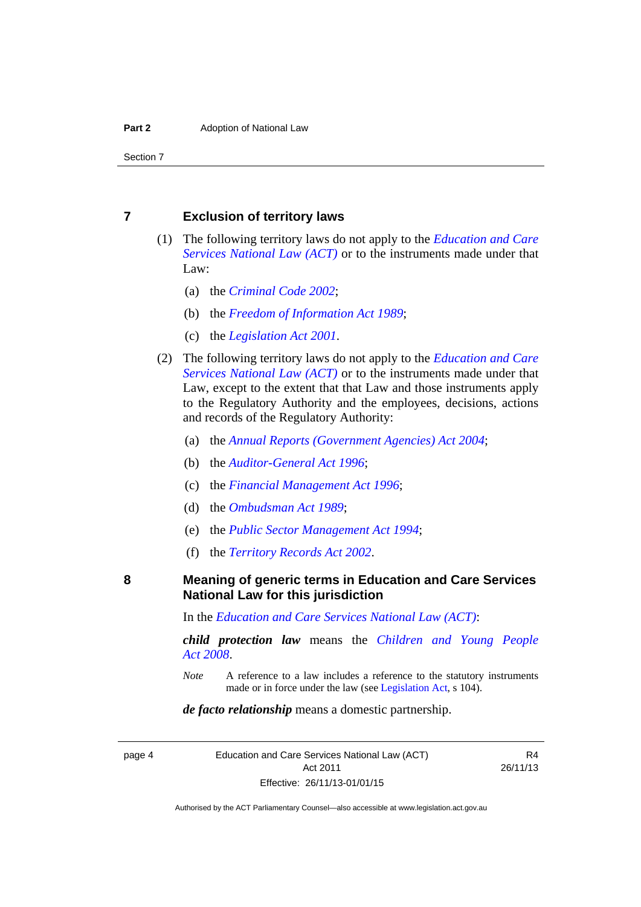## 7 Exclusion of territory laws

(1) The following territory laws do not apply to the *Education and Care Services National Law (ACT)* or to the instruments made under that Law:

- (a) the *Criminal Code 2002*;
- (b) the *Freedom of Information Act 1989*;
- (c) the *Legislation Act 2001*.

(2) The following territory laws do not apply to the *Education and Care Services National Law (ACT)* or to the instruments made under that Law, except to the extent that that Law and those instruments apply to the Regulatory Authority and the employees, decisions, actions and records of the Regulatory Authority:

- (a) the *Annual Reports (Government Agencies) Act 2004*;
- (b) the *Auditor-General Act 1996*;
- (c) the *Financial Management Act 1996*;
- (d) the *Ombudsman Act 1989*;
- (e) the *Public Sector Management Act 1994*;
- (f) the *Territory Records Act 2002*.

## 8 Meaning of generic terms in Education and Care Services National Law for this jurisdiction

In the *Education and Care Services National Law (ACT)*:

***child protection law*** means the *Children and Young People Act 2008*.

*Note* A reference to a law includes a reference to the statutory instruments made or in force under the law (see Legislation Act, s 104).

***de facto relationship*** means a domestic partnership.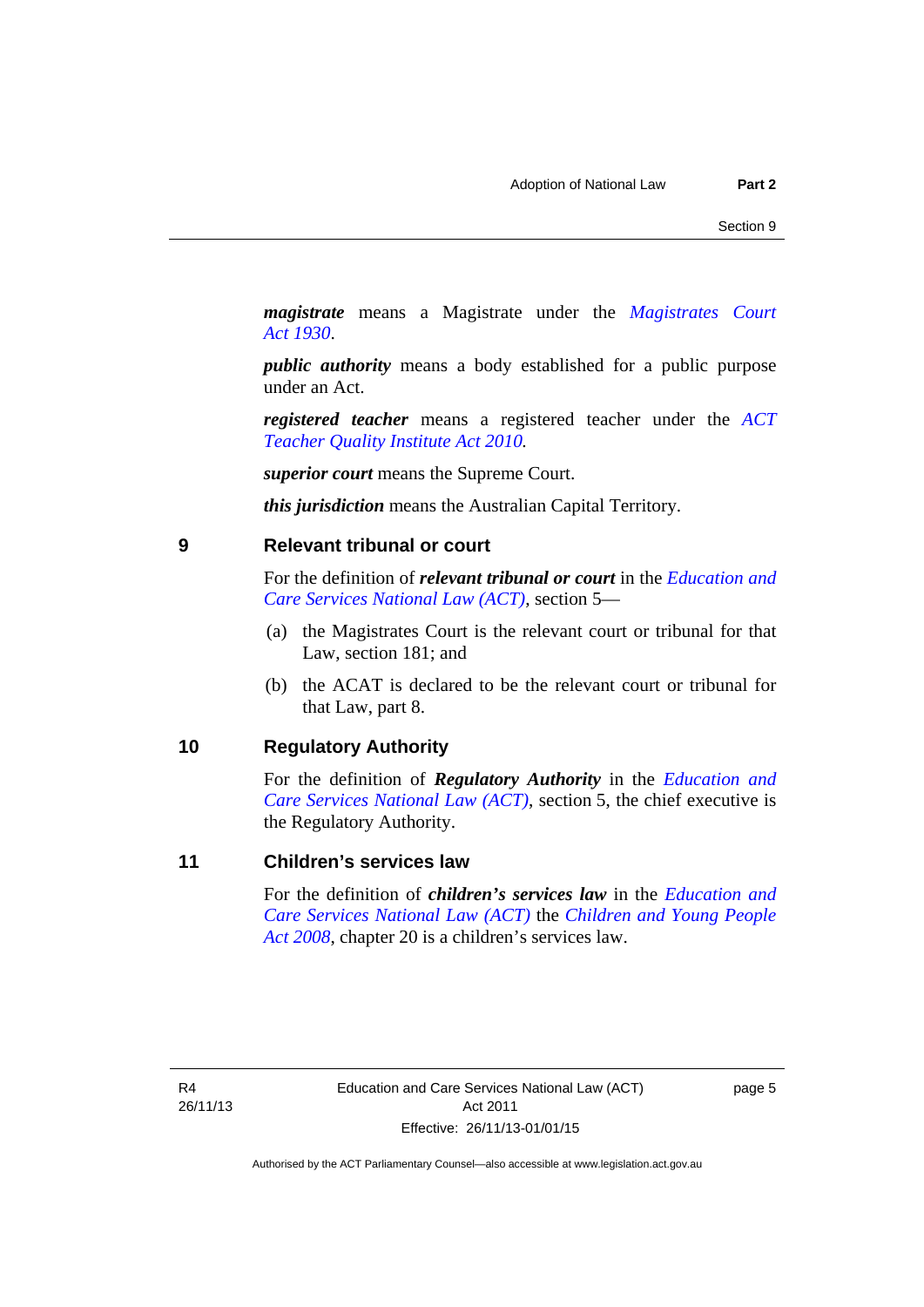***magistrate*** means a Magistrate under the *Magistrates Court Act 1930*.

***public authority*** means a body established for a public purpose under an Act.

***registered teacher*** means a registered teacher under the *ACT Teacher Quality Institute Act 2010.*

***superior court*** means the Supreme Court.

***this jurisdiction*** means the Australian Capital Territory.

## 9 Relevant tribunal or court

For the definition of ***relevant tribunal or court*** in the *Education and Care Services National Law (ACT)*, section 5—

(a) the Magistrates Court is the relevant court or tribunal for that Law, section 181; and

(b) the ACAT is declared to be the relevant court or tribunal for that Law, part 8.

## 10 Regulatory Authority

For the definition of ***Regulatory Authority*** in the *Education and Care Services National Law (ACT)*, section 5, the chief executive is the Regulatory Authority.

## 11 Children's services law

For the definition of ***children's services law*** in the *Education and Care Services National Law (ACT)* the *Children and Young People Act 2008*, chapter 20 is a children's services law.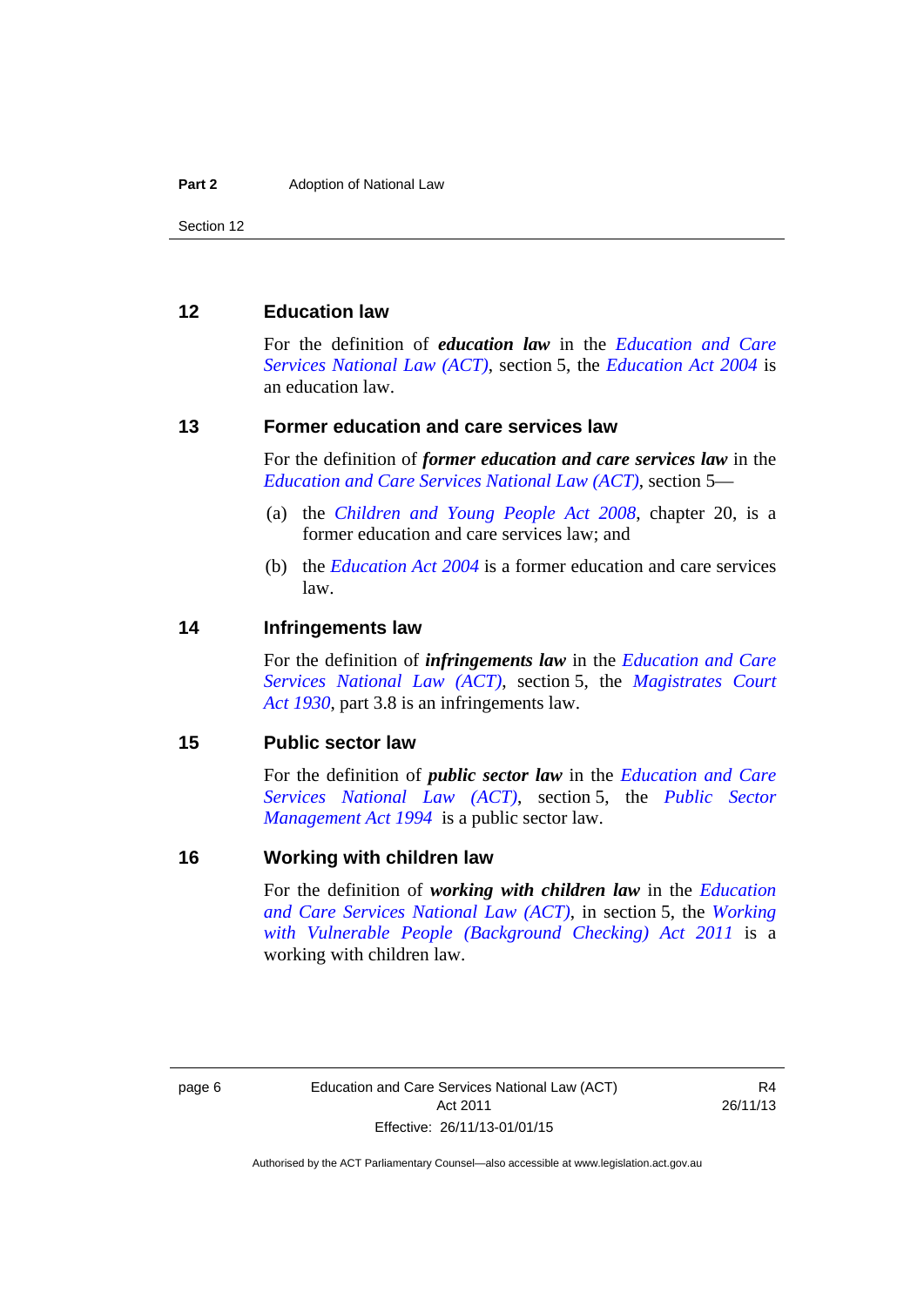## 12 Education law

For the definition of ***education law*** in the *Education and Care Services National Law (ACT)*, section 5, the *Education Act 2004* is an education law.

## 13 Former education and care services law

For the definition of ***former education and care services law*** in the *Education and Care Services National Law (ACT)*, section 5—

(a) the *Children and Young People Act 2008*, chapter 20, is a former education and care services law; and

(b) the *Education Act 2004* is a former education and care services law.

## 14 Infringements law

For the definition of ***infringements law*** in the *Education and Care Services National Law (ACT)*, section 5, the *Magistrates Court Act 1930*, part 3.8 is an infringements law.

## 15 Public sector law

For the definition of ***public sector law*** in the *Education and Care Services National Law (ACT)*, section 5, the *Public Sector Management Act 1994* is a public sector law.

## 16 Working with children law

For the definition of ***working with children law*** in the *Education and Care Services National Law (ACT)*, in section 5, the *Working with Vulnerable People (Background Checking) Act 2011* is a working with children law.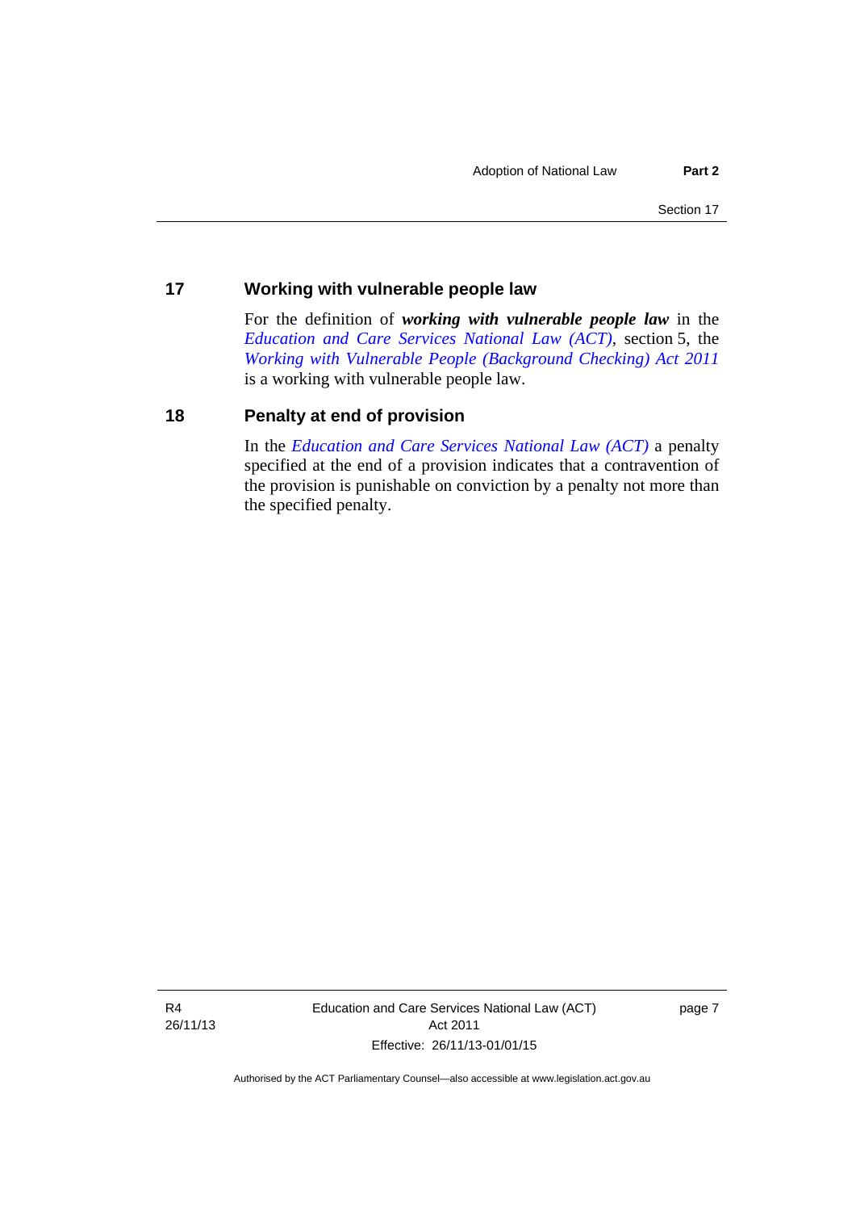## 17 Working with vulnerable people law

For the definition of ***working with vulnerable people law*** in the *Education and Care Services National Law (ACT)*, section 5, the *Working with Vulnerable People (Background Checking) Act 2011* is a working with vulnerable people law.

## 18 Penalty at end of provision

In the *Education and Care Services National Law (ACT)* a penalty specified at the end of a provision indicates that a contravention of the provision is punishable on conviction by a penalty not more than the specified penalty.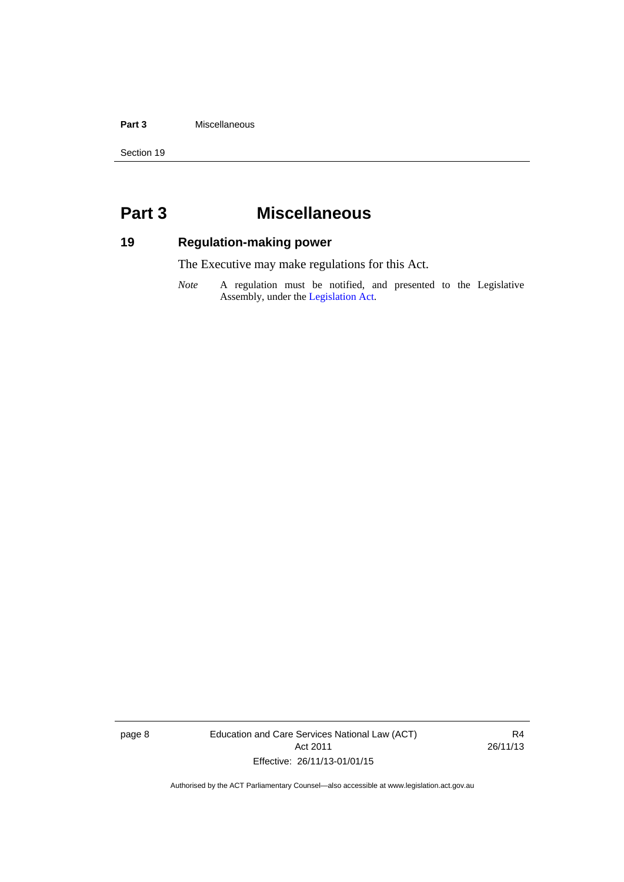# Part 3 Miscellaneous

## 19 Regulation-making power

The Executive may make regulations for this Act.

*Note* A regulation must be notified, and presented to the Legislative Assembly, under the Legislation Act.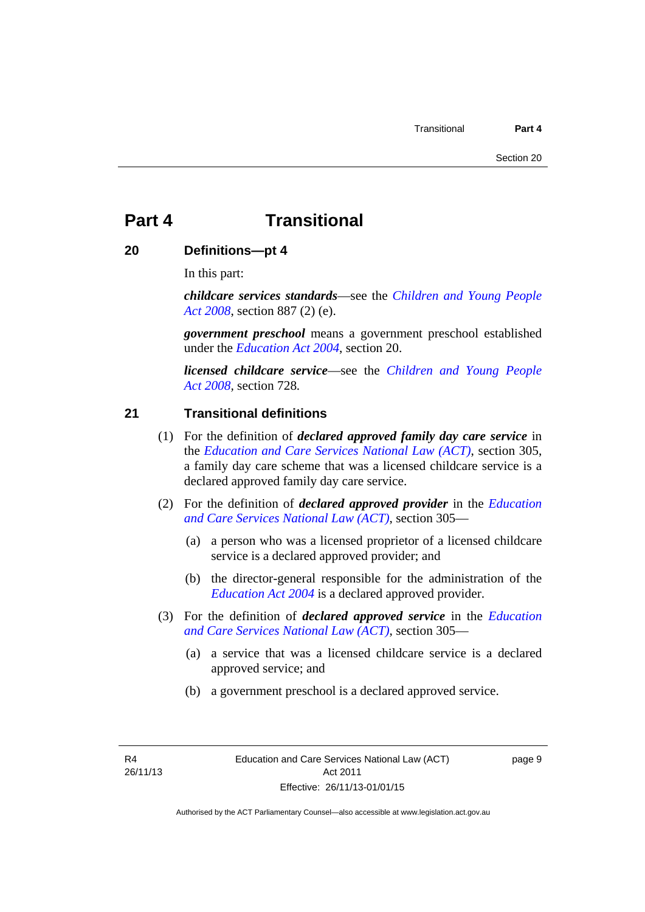# Part 4 Transitional

## 20 Definitions—pt 4

In this part:

***childcare services standards***—see the *Children and Young People Act 2008*, section 887 (2) (e).

***government preschool*** means a government preschool established under the *Education Act 2004*, section 20.

***licensed childcare service***—see the *Children and Young People Act 2008*, section 728.

## 21 Transitional definitions

(1) For the definition of ***declared approved family day care service*** in the *Education and Care Services National Law (ACT)*, section 305, a family day care scheme that was a licensed childcare service is a declared approved family day care service.

(2) For the definition of ***declared approved provider*** in the *Education and Care Services National Law (ACT)*, section 305—

- (a) a person who was a licensed proprietor of a licensed childcare service is a declared approved provider; and
- (b) the director-general responsible for the administration of the *Education Act 2004* is a declared approved provider.

(3) For the definition of ***declared approved service*** in the *Education and Care Services National Law (ACT)*, section 305—

- (a) a service that was a licensed childcare service is a declared approved service; and
- (b) a government preschool is a declared approved service.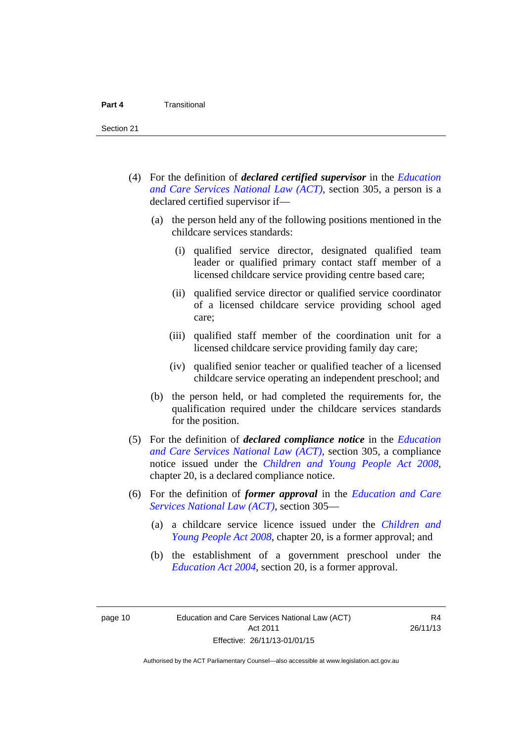(4) For the definition of ***declared certified supervisor*** in the *Education and Care Services National Law (ACT)*, section 305, a person is a declared certified supervisor if—

(a) the person held any of the following positions mentioned in the childcare services standards:

(i) qualified service director, designated qualified team leader or qualified primary contact staff member of a licensed childcare service providing centre based care;

(ii) qualified service director or qualified service coordinator of a licensed childcare service providing school aged care;

(iii) qualified staff member of the coordination unit for a licensed childcare service providing family day care;

(iv) qualified senior teacher or qualified teacher of a licensed childcare service operating an independent preschool; and

(b) the person held, or had completed the requirements for, the qualification required under the childcare services standards for the position.

(5) For the definition of ***declared compliance notice*** in the *Education and Care Services National Law (ACT)*, section 305, a compliance notice issued under the *Children and Young People Act 2008*, chapter 20, is a declared compliance notice.

(6) For the definition of ***former approval*** in the *Education and Care Services National Law (ACT)*, section 305—

(a) a childcare service licence issued under the *Children and Young People Act 2008*, chapter 20, is a former approval; and

(b) the establishment of a government preschool under the *Education Act 2004*, section 20, is a former approval.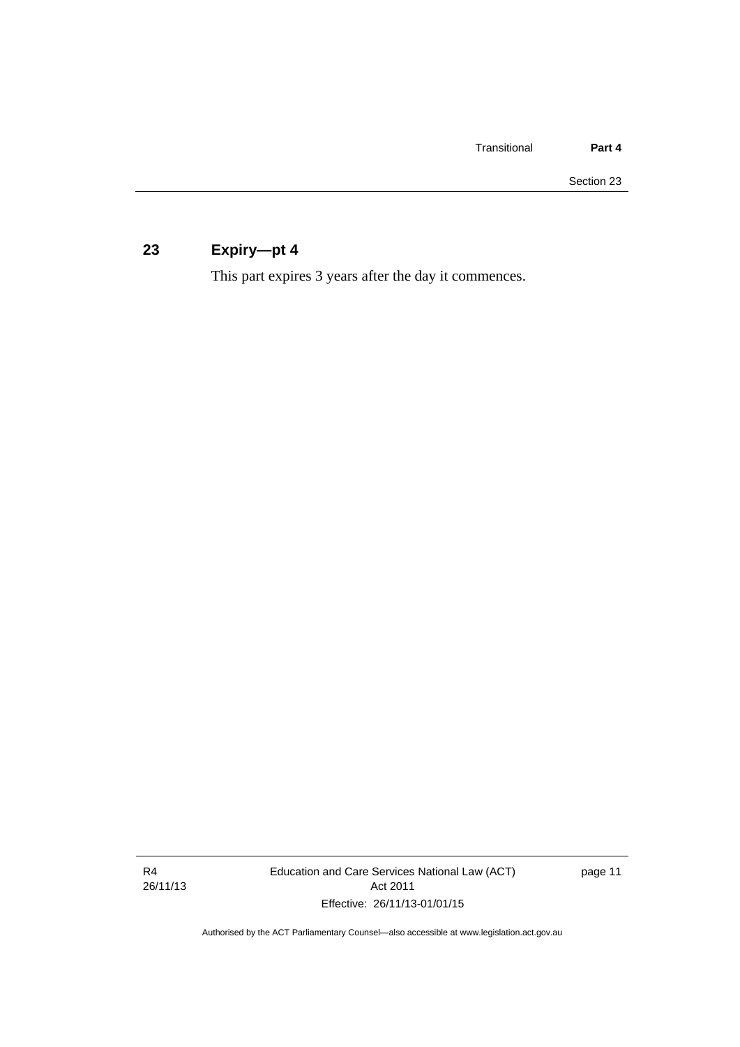## 23 Expiry—pt 4

This part expires 3 years after the day it commences.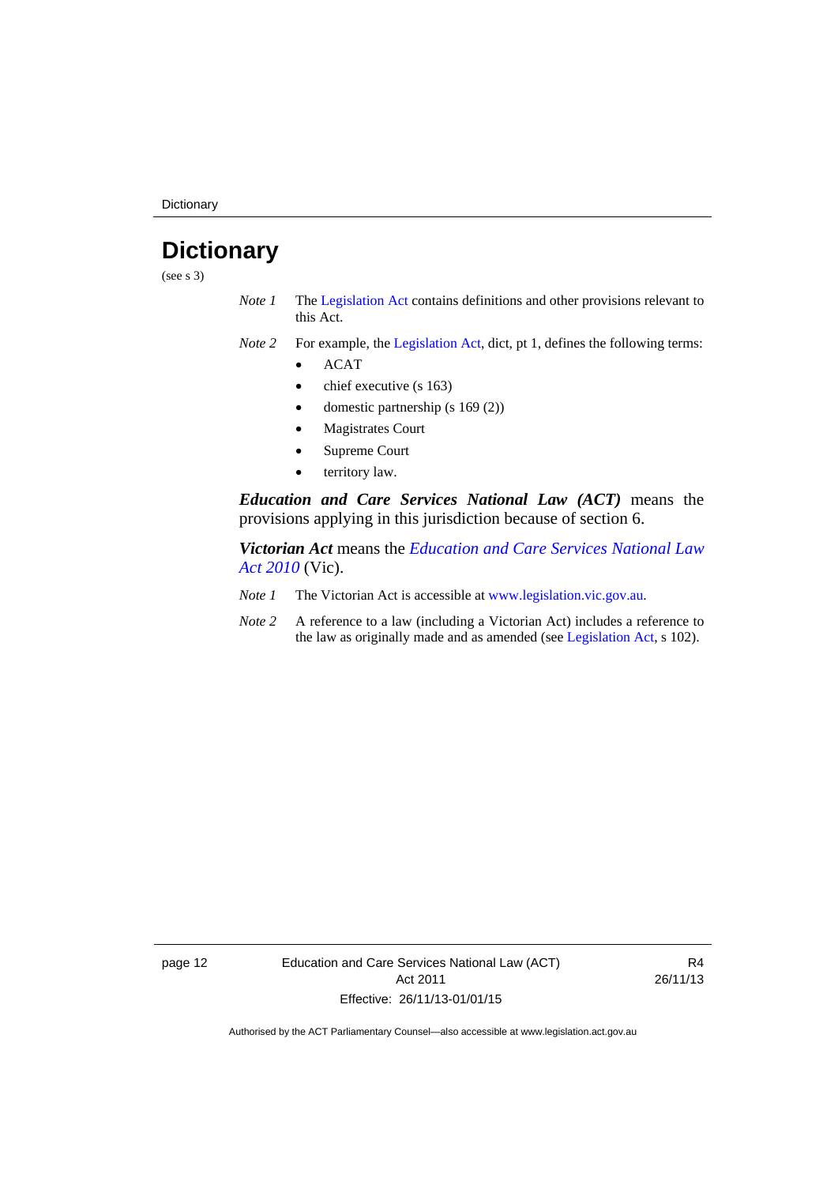# Dictionary

(see s 3)

*Note 1* The Legislation Act contains definitions and other provisions relevant to this Act.

*Note 2* For example, the Legislation Act, dict, pt 1, defines the following terms:

- ACAT
- chief executive (s 163)
- domestic partnership (s 169 (2))
- Magistrates Court
- Supreme Court
- territory law.

***Education and Care Services National Law (ACT)*** means the provisions applying in this jurisdiction because of section 6.

***Victorian Act*** means the *Education and Care Services National Law Act 2010* (Vic).

*Note 1* The Victorian Act is accessible at www.legislation.vic.gov.au.

*Note 2* A reference to a law (including a Victorian Act) includes a reference to the law as originally made and as amended (see Legislation Act, s 102).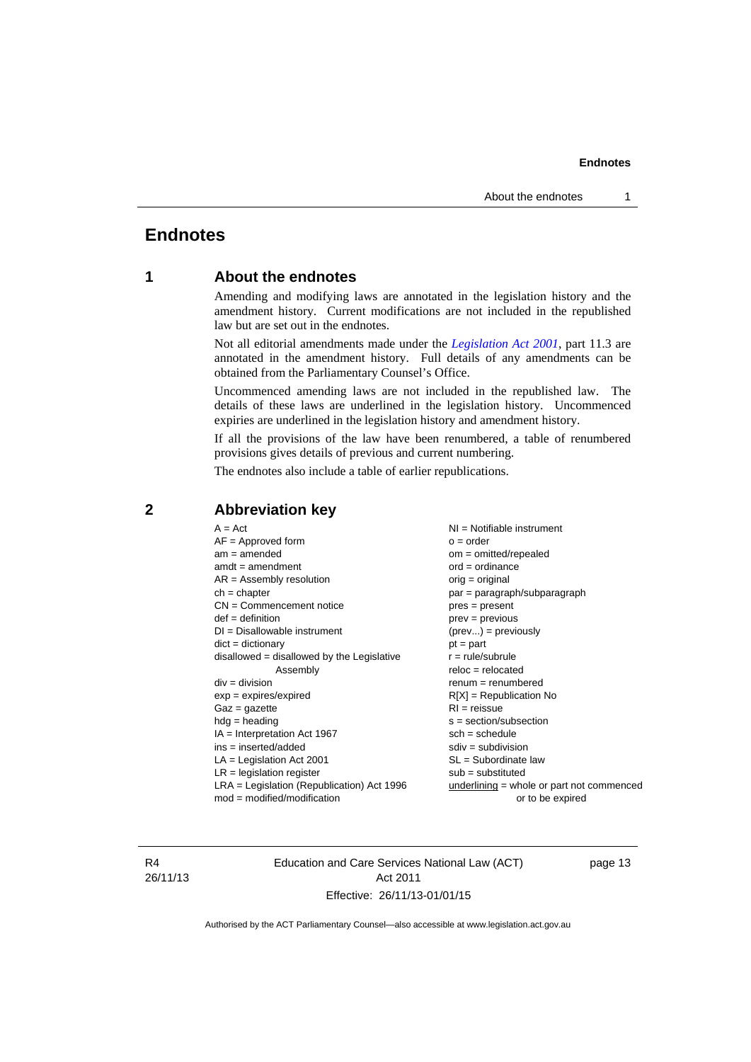# Endnotes

## 1 About the endnotes

Amending and modifying laws are annotated in the legislation history and the amendment history. Current modifications are not included in the republished law but are set out in the endnotes.

Not all editorial amendments made under the *Legislation Act 2001*, part 11.3 are annotated in the amendment history. Full details of any amendments can be obtained from the Parliamentary Counsel's Office.

Uncommenced amending laws are not included in the republished law. The details of these laws are underlined in the legislation history. Uncommenced expiries are underlined in the legislation history and amendment history.

If all the provisions of the law have been renumbered, a table of renumbered provisions gives details of previous and current numbering.

The endnotes also include a table of earlier republications.

## 2 Abbreviation key

A = Act
AF = Approved form
am = amended
amdt = amendment
AR = Assembly resolution
ch = chapter
CN = Commencement notice
def = definition
DI = Disallowable instrument
dict = dictionary
disallowed = disallowed by the Legislative Assembly
div = division
exp = expires/expired
Gaz = gazette
hdg = heading
IA = Interpretation Act 1967
ins = inserted/added
LA = Legislation Act 2001
LR = legislation register
LRA = Legislation (Republication) Act 1996
mod = modified/modification
NI = Notifiable instrument
o = order
om = omitted/repealed
ord = ordinance
orig = original
par = paragraph/subparagraph
pres = present
prev = previous
(prev...) = previously
pt = part
r = rule/subrule
reloc = relocated
renum = renumbered
R[X] = Republication No
RI = reissue
s = section/subsection
sch = schedule
sdiv = subdivision
SL = Subordinate law
sub = substituted
underlining = whole or part not commenced or to be expired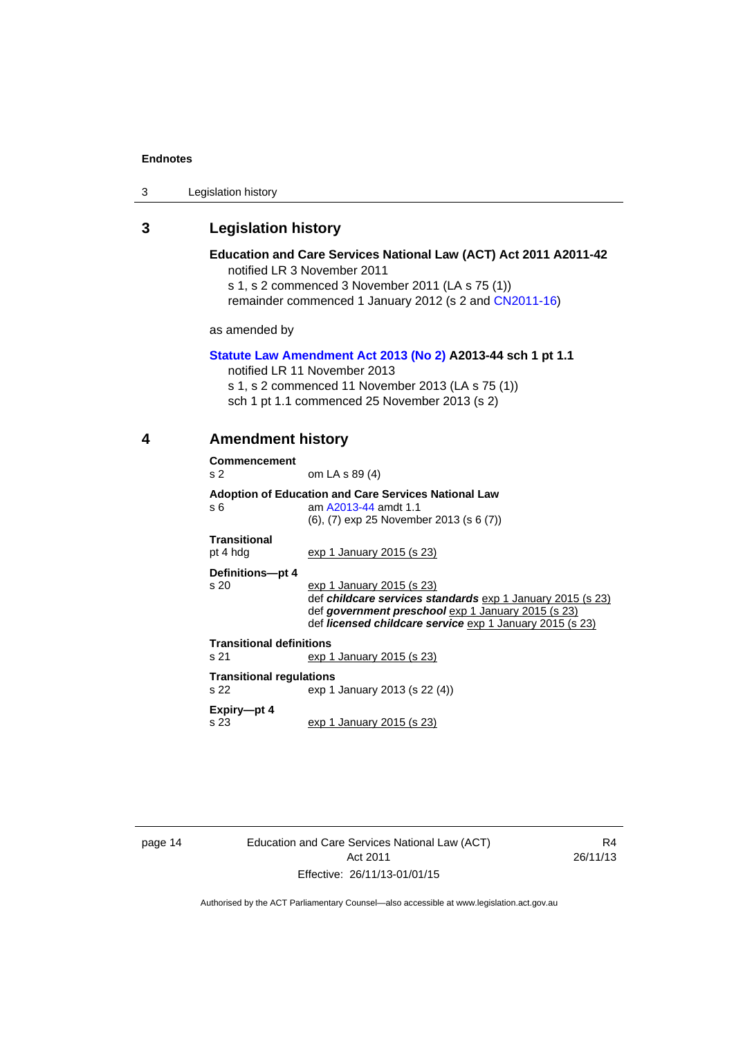## 3 Legislation history

**Education and Care Services National Law (ACT) Act 2011 A2011-42**

notified LR 3 November 2011

s 1, s 2 commenced 3 November 2011 (LA s 75 (1))

remainder commenced 1 January 2012 (s 2 and CN2011-16)

as amended by

**Statute Law Amendment Act 2013 (No 2) A2013-44 sch 1 pt 1.1**

notified LR 11 November 2013

s 1, s 2 commenced 11 November 2013 (LA s 75 (1))

sch 1 pt 1.1 commenced 25 November 2013 (s 2)

## 4 Amendment history

**Commencement**

s 2 om LA s 89 (4)

**Adoption of Education and Care Services National Law**

s 6 am A2013-44 amdt 1.1
(6), (7) exp 25 November 2013 (s 6 (7))

**Transitional**

pt 4 hdg exp 1 January 2015 (s 23)

**Definitions—pt 4**

s 20 exp 1 January 2015 (s 23)
def ***childcare services standards*** exp 1 January 2015 (s 23)
def ***government preschool*** exp 1 January 2015 (s 23)
def ***licensed childcare service*** exp 1 January 2015 (s 23)

**Transitional definitions**

s 21 exp 1 January 2015 (s 23)

**Transitional regulations**

s 22 exp 1 January 2013 (s 22 (4))

**Expiry—pt 4**

s 23 exp 1 January 2015 (s 23)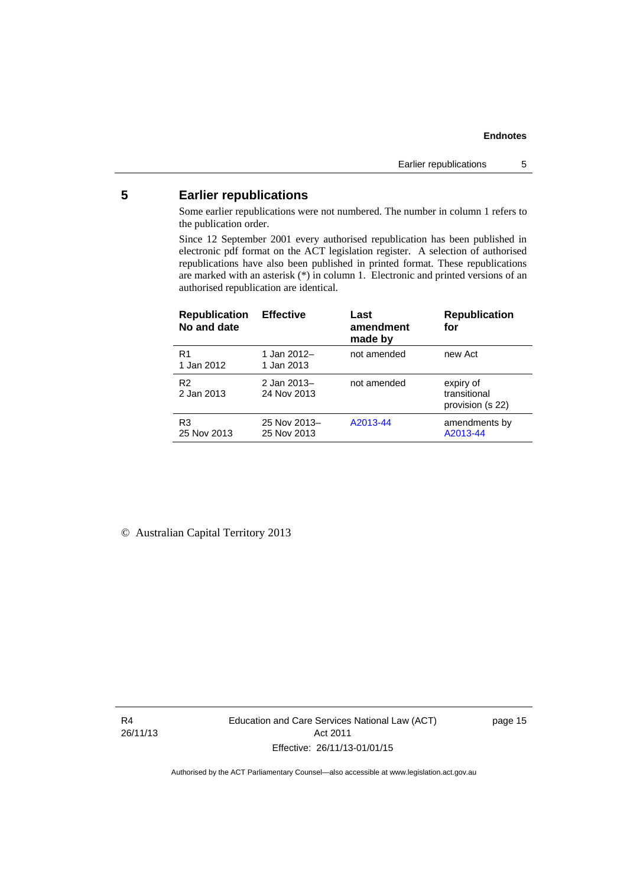## 5 Earlier republications

Some earlier republications were not numbered. The number in column 1 refers to the publication order.

Since 12 September 2001 every authorised republication has been published in electronic pdf format on the ACT legislation register. A selection of authorised republications have also been published in printed format. These republications are marked with an asterisk (*) in column 1. Electronic and printed versions of an authorised republication are identical.

| Republication No and date | Effective | Last amendment made by | Republication for |
|---|---|---|---|
| R1 1 Jan 2012 | 1 Jan 2012–1 Jan 2013 | not amended | new Act |
| R2 2 Jan 2013 | 2 Jan 2013–24 Nov 2013 | not amended | expiry of transitional provision (s 22) |
| R3 25 Nov 2013 | 25 Nov 2013–25 Nov 2013 | A2013-44 | amendments by A2013-44 |

© Australian Capital Territory 2013